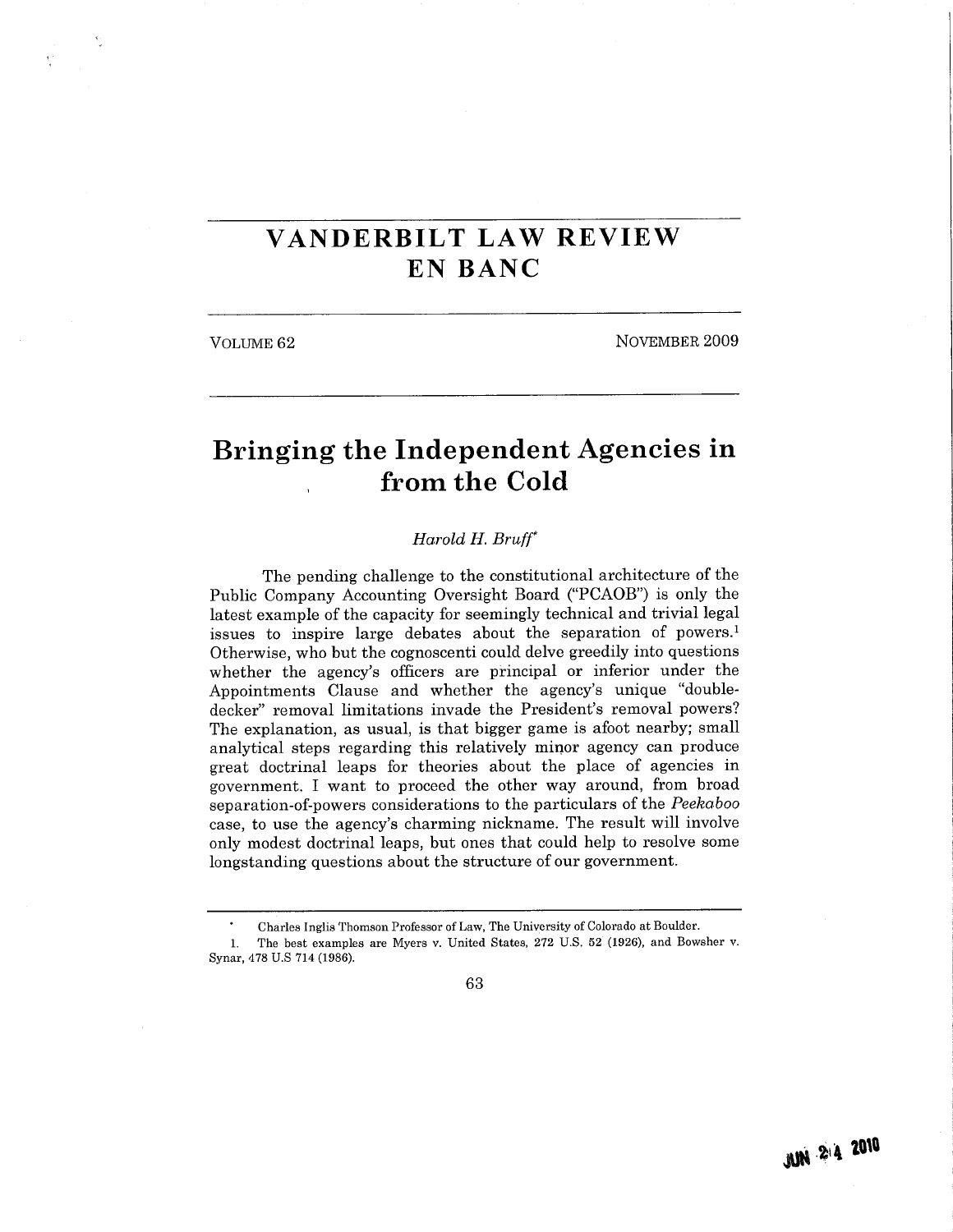# VANDERBILT LAW REVIEW EN BANC

VOLUME 62 NOVEMBER 2009

## Bringing the Independent Agencies in from the Cold

*Harold H. Bruff**

The pending challenge to the constitutional architecture of the Public Company Accounting Oversight Board ("PCAOB") is only the latest example of the capacity for seemingly technical and trivial legal issues to inspire large debates about the separation of powers.[1] Otherwise, who but the cognoscenti could delve greedily into questions whether the agency's officers are principal or inferior under the Appointments Clause and whether the agency's unique "double-decker" removal limitations invade the President's removal powers? The explanation, as usual, is that bigger game is afoot nearby; small analytical steps regarding this relatively minor agency can produce great doctrinal leaps for theories about the place of agencies in government. I want to proceed the other way around, from broad separation-of-powers considerations to the particulars of the *Peekaboo* case, to use the agency's charming nickname. The result will involve only modest doctrinal leaps, but ones that could help to resolve some longstanding questions about the structure of our government.

---

\* Charles Inglis Thomson Professor of Law, The University of Colorado at Boulder.

1. The best examples are Myers v. United States, 272 U.S. 52 (1926), and Bowsher v. Synar, 478 U.S 714 (1986).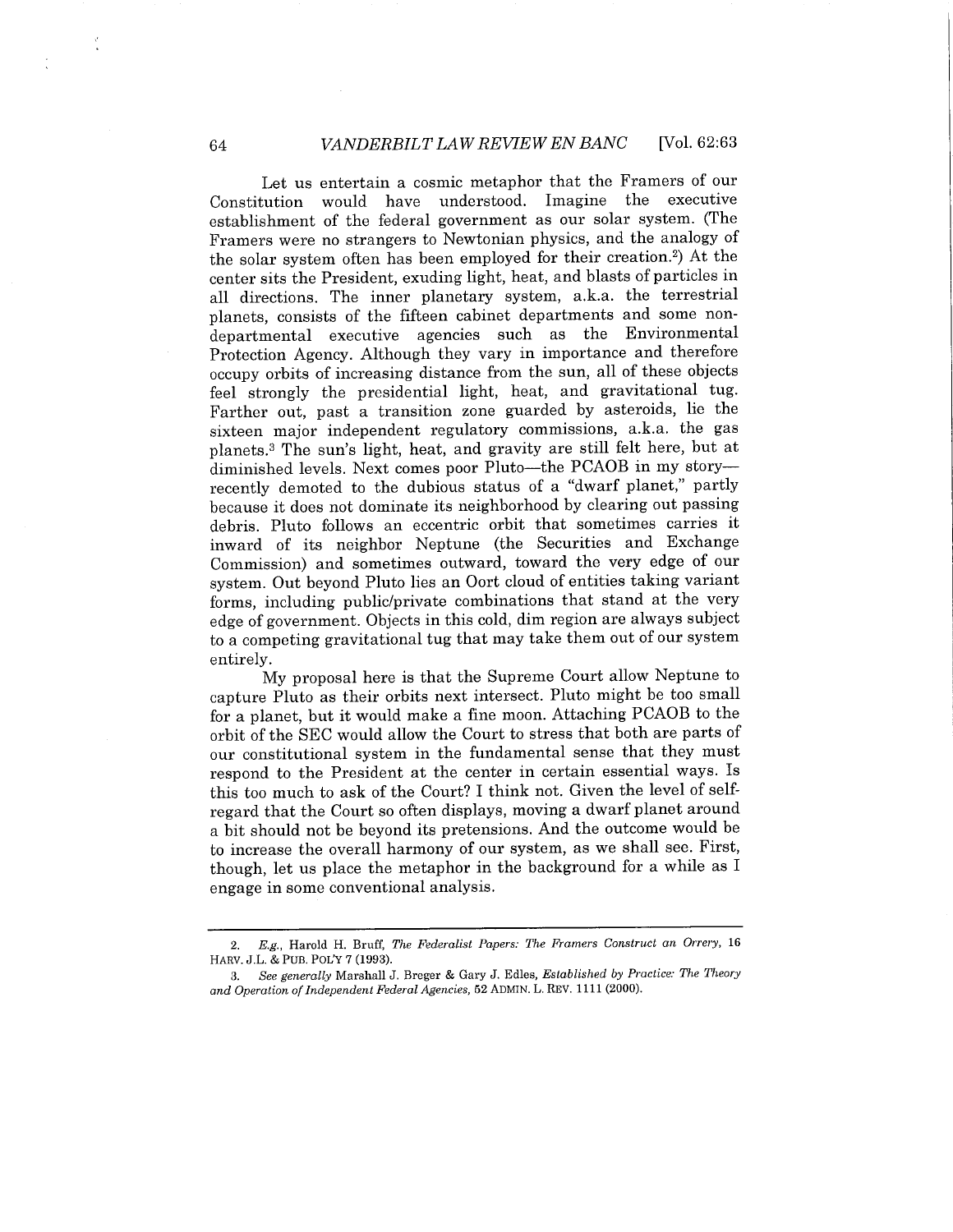Let us entertain a cosmic metaphor that the Framers of our Constitution would have understood. Imagine the executive establishment of the federal government as our solar system. (The Framers were no strangers to Newtonian physics, and the analogy of the solar system often has been employed for their creation.[2]) At the center sits the President, exuding light, heat, and blasts of particles in all directions. The inner planetary system, a.k.a. the terrestrial planets, consists of the fifteen cabinet departments and some non-departmental executive agencies such as the Environmental Protection Agency. Although they vary in importance and therefore occupy orbits of increasing distance from the sun, all of these objects feel strongly the presidential light, heat, and gravitational tug. Farther out, past a transition zone guarded by asteroids, lie the sixteen major independent regulatory commissions, a.k.a. the gas planets.[3] The sun's light, heat, and gravity are still felt here, but at diminished levels. Next comes poor Pluto—the PCAOB in my story—recently demoted to the dubious status of a "dwarf planet," partly because it does not dominate its neighborhood by clearing out passing debris. Pluto follows an eccentric orbit that sometimes carries it inward of its neighbor Neptune (the Securities and Exchange Commission) and sometimes outward, toward the very edge of our system. Out beyond Pluto lies an Oort cloud of entities taking variant forms, including public/private combinations that stand at the very edge of government. Objects in this cold, dim region are always subject to a competing gravitational tug that may take them out of our system entirely.

My proposal here is that the Supreme Court allow Neptune to capture Pluto as their orbits next intersect. Pluto might be too small for a planet, but it would make a fine moon. Attaching PCAOB to the orbit of the SEC would allow the Court to stress that both are parts of our constitutional system in the fundamental sense that they must respond to the President at the center in certain essential ways. Is this too much to ask of the Court? I think not. Given the level of self-regard that the Court so often displays, moving a dwarf planet around a bit should not be beyond its pretensions. And the outcome would be to increase the overall harmony of our system, as we shall see. First, though, let us place the metaphor in the background for a while as I engage in some conventional analysis.

---

2. *E.g.*, Harold H. Bruff, *The Federalist Papers: The Framers Construct an Orrery*, 16 HARV. J.L. & PUB. POL'Y 7 (1993).

3. *See generally* Marshall J. Breger & Gary J. Edles, *Established by Practice: The Theory and Operation of Independent Federal Agencies*, 52 ADMIN. L. REV. 1111 (2000).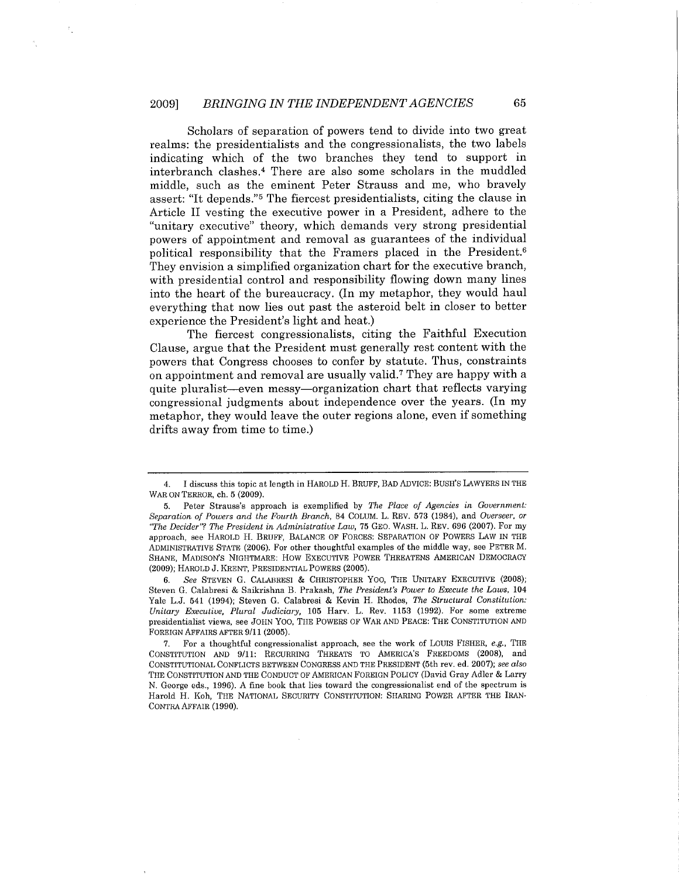Scholars of separation of powers tend to divide into two great realms: the presidentialists and the congressionalists, the two labels indicating which of the two branches they tend to support in interbranch clashes.[4] There are also some scholars in the muddled middle, such as the eminent Peter Strauss and me, who bravely assert: "It depends."[5] The fiercest presidentialists, citing the clause in Article II vesting the executive power in a President, adhere to the "unitary executive" theory, which demands very strong presidential powers of appointment and removal as guarantees of the individual political responsibility that the Framers placed in the President.[6] They envision a simplified organization chart for the executive branch, with presidential control and responsibility flowing down many lines into the heart of the bureaucracy. (In my metaphor, they would haul everything that now lies out past the asteroid belt in closer to better experience the President's light and heat.)

The fiercest congressionalists, citing the Faithful Execution Clause, argue that the President must generally rest content with the powers that Congress chooses to confer by statute. Thus, constraints on appointment and removal are usually valid.[7] They are happy with a quite pluralist—even messy—organization chart that reflects varying congressional judgments about independence over the years. (In my metaphor, they would leave the outer regions alone, even if something drifts away from time to time.)

---

4. I discuss this topic at length in HAROLD H. BRUFF, BAD ADVICE: BUSH'S LAWYERS IN THE WAR ON TERROR, ch. 5 (2009).

5. Peter Strauss's approach is exemplified by *The Place of Agencies in Government: Separation of Powers and the Fourth Branch*, 84 COLUM. L. REV. 573 (1984), and *Overseer, or "The Decider"? The President in Administrative Law*, 75 GEO. WASH. L. REV. 696 (2007). For my approach, see HAROLD H. BRUFF, BALANCE OF FORCES: SEPARATION OF POWERS LAW IN THE ADMINISTRATIVE STATE (2006). For other thoughtful examples of the middle way, see PETER M. SHANE, MADISON'S NIGHTMARE: HOW EXECUTIVE POWER THREATENS AMERICAN DEMOCRACY (2009); HAROLD J. KRENT, PRESIDENTIAL POWERS (2005).

6. *See* STEVEN G. CALABRESI & CHRISTOPHER YOO, THE UNITARY EXECUTIVE (2008); Steven G. Calabresi & Saikrishna B. Prakash, *The President's Power to Execute the Laws*, 104 Yale L.J. 541 (1994); Steven G. Calabresi & Kevin H. Rhodes, *The Structural Constitution: Unitary Executive, Plural Judiciary*, 105 Harv. L. Rev. 1153 (1992). For some extreme presidentialist views, see JOHN YOO, THE POWERS OF WAR AND PEACE: THE CONSTITUTION AND FOREIGN AFFAIRS AFTER 9/11 (2005).

7. For a thoughtful congressionalist approach, see the work of LOUIS FISHER, *e.g.*, THE CONSTITUTION AND 9/11: RECURRING THREATS TO AMERICA'S FREEDOMS (2008), and CONSTITUTIONAL CONFLICTS BETWEEN CONGRESS AND THE PRESIDENT (5th rev. ed. 2007); *see also* THE CONSTITUTION AND THE CONDUCT OF AMERICAN FOREIGN POLICY (David Gray Adler & Larry N. George eds., 1996). A fine book that lies toward the congressionalist end of the spectrum is Harold H. Koh, THE NATIONAL SECURITY CONSTITUTION: SHARING POWER AFTER THE IRAN-CONTRA AFFAIR (1990).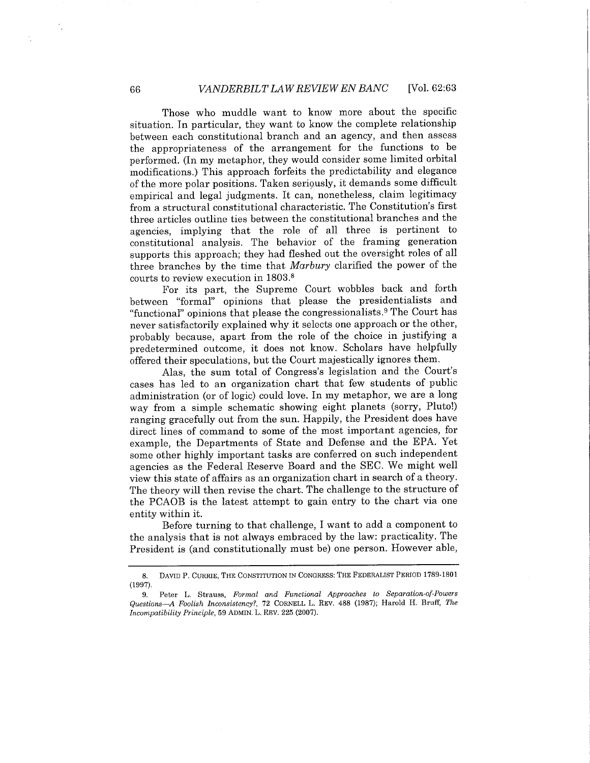Those who muddle want to know more about the specific situation. In particular, they want to know the complete relationship between each constitutional branch and an agency, and then assess the appropriateness of the arrangement for the functions to be performed. (In my metaphor, they would consider some limited orbital modifications.) This approach forfeits the predictability and elegance of the more polar positions. Taken seriously, it demands some difficult empirical and legal judgments. It can, nonetheless, claim legitimacy from a structural constitutional characteristic. The Constitution's first three articles outline ties between the constitutional branches and the agencies, implying that the role of all three is pertinent to constitutional analysis. The behavior of the framing generation supports this approach; they had fleshed out the oversight roles of all three branches by the time that *Marbury* clarified the power of the courts to review execution in 1803.[8]

For its part, the Supreme Court wobbles back and forth between "formal" opinions that please the presidentialists and "functional" opinions that please the congressionalists.[9] The Court has never satisfactorily explained why it selects one approach or the other, probably because, apart from the role of the choice in justifying a predetermined outcome, it does not know. Scholars have helpfully offered their speculations, but the Court majestically ignores them.

Alas, the sum total of Congress's legislation and the Court's cases has led to an organization chart that few students of public administration (or of logic) could love. In my metaphor, we are a long way from a simple schematic showing eight planets (sorry, Pluto!) ranging gracefully out from the sun. Happily, the President does have direct lines of command to some of the most important agencies, for example, the Departments of State and Defense and the EPA. Yet some other highly important tasks are conferred on such independent agencies as the Federal Reserve Board and the SEC. We might well view this state of affairs as an organization chart in search of a theory. The theory will then revise the chart. The challenge to the structure of the PCAOB is the latest attempt to gain entry to the chart via one entity within it.

Before turning to that challenge, I want to add a component to the analysis that is not always embraced by the law: practicality. The President is (and constitutionally must be) one person. However able,

---

8. DAVID P. CURRIE, THE CONSTITUTION IN CONGRESS: THE FEDERALIST PERIOD 1789-1801 (1997).

9. Peter L. Strauss, *Formal and Functional Approaches to Separation-of-Powers Questions—A Foolish Inconsistency?*, 72 CORNELL L. REV. 488 (1987); Harold H. Bruff, *The Incompatibility Principle*, 59 ADMIN. L. REV. 225 (2007).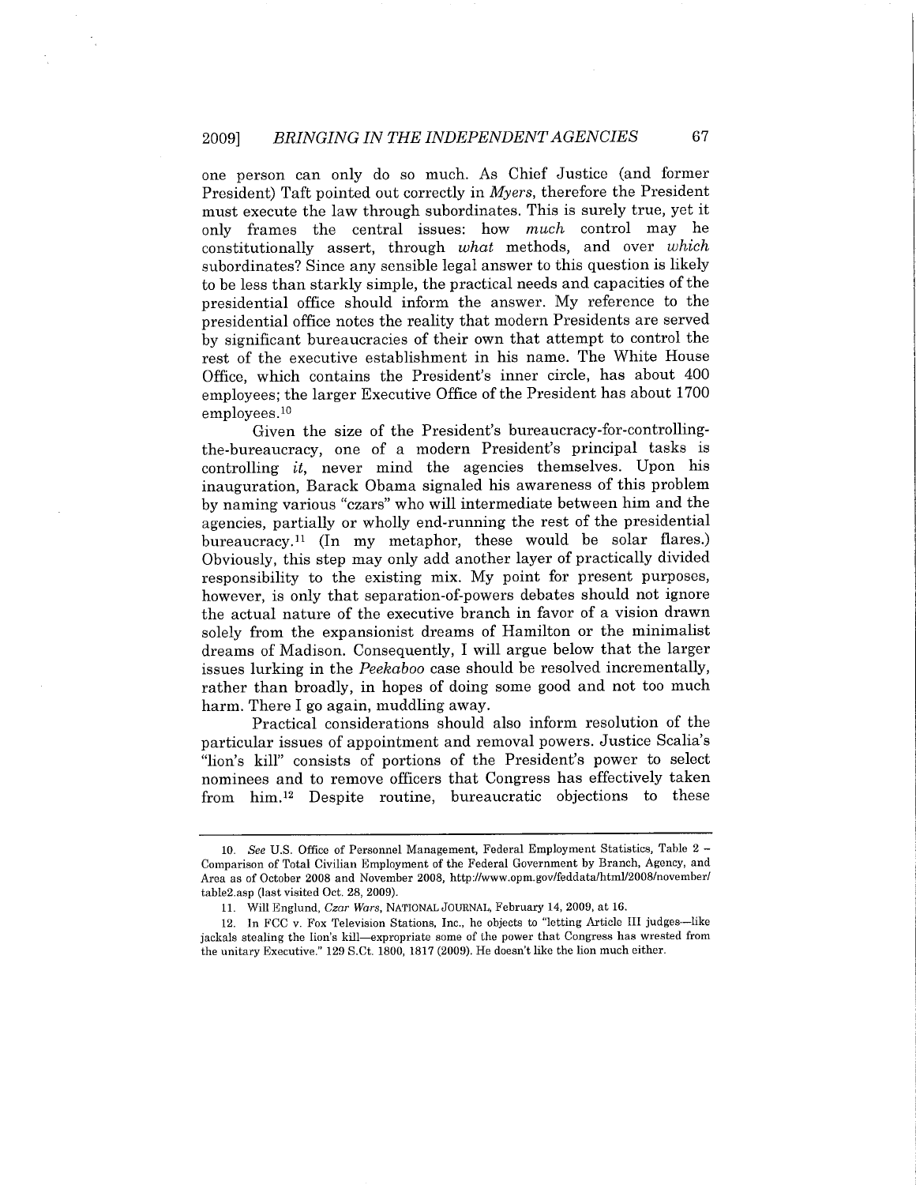one person can only do so much. As Chief Justice (and former President) Taft pointed out correctly in *Myers*, therefore the President must execute the law through subordinates. This is surely true, yet it only frames the central issues: how *much* control may he constitutionally assert, through *what* methods, and over *which* subordinates? Since any sensible legal answer to this question is likely to be less than starkly simple, the practical needs and capacities of the presidential office should inform the answer. My reference to the presidential office notes the reality that modern Presidents are served by significant bureaucracies of their own that attempt to control the rest of the executive establishment in his name. The White House Office, which contains the President's inner circle, has about 400 employees; the larger Executive Office of the President has about 1700 employees.[10]

Given the size of the President's bureaucracy-for-controlling-the-bureaucracy, one of a modern President's principal tasks is controlling *it*, never mind the agencies themselves. Upon his inauguration, Barack Obama signaled his awareness of this problem by naming various "czars" who will intermediate between him and the agencies, partially or wholly end-running the rest of the presidential bureaucracy.[11] (In my metaphor, these would be solar flares.) Obviously, this step may only add another layer of practically divided responsibility to the existing mix. My point for present purposes, however, is only that separation-of-powers debates should not ignore the actual nature of the executive branch in favor of a vision drawn solely from the expansionist dreams of Hamilton or the minimalist dreams of Madison. Consequently, I will argue below that the larger issues lurking in the *Peekaboo* case should be resolved incrementally, rather than broadly, in hopes of doing some good and not too much harm. There I go again, muddling away.

Practical considerations should also inform resolution of the particular issues of appointment and removal powers. Justice Scalia's "lion's kill" consists of portions of the President's power to select nominees and to remove officers that Congress has effectively taken from him.[12] Despite routine, bureaucratic objections to these

---

10. *See* U.S. Office of Personnel Management, Federal Employment Statistics, Table 2 – Comparison of Total Civilian Employment of the Federal Government by Branch, Agency, and Area as of October 2008 and November 2008, http://www.opm.gov/feddata/html/2008/november/table2.asp (last visited Oct. 28, 2009).

11. Will Englund, *Czar Wars*, NATIONAL JOURNAL, February 14, 2009, at 16.

12. In FCC v. Fox Television Stations, Inc., he objects to "letting Article III judges—like jackals stealing the lion's kill—expropriate some of the power that Congress has wrested from the unitary Executive." 129 S.Ct. 1800, 1817 (2009). He doesn't like the lion much either.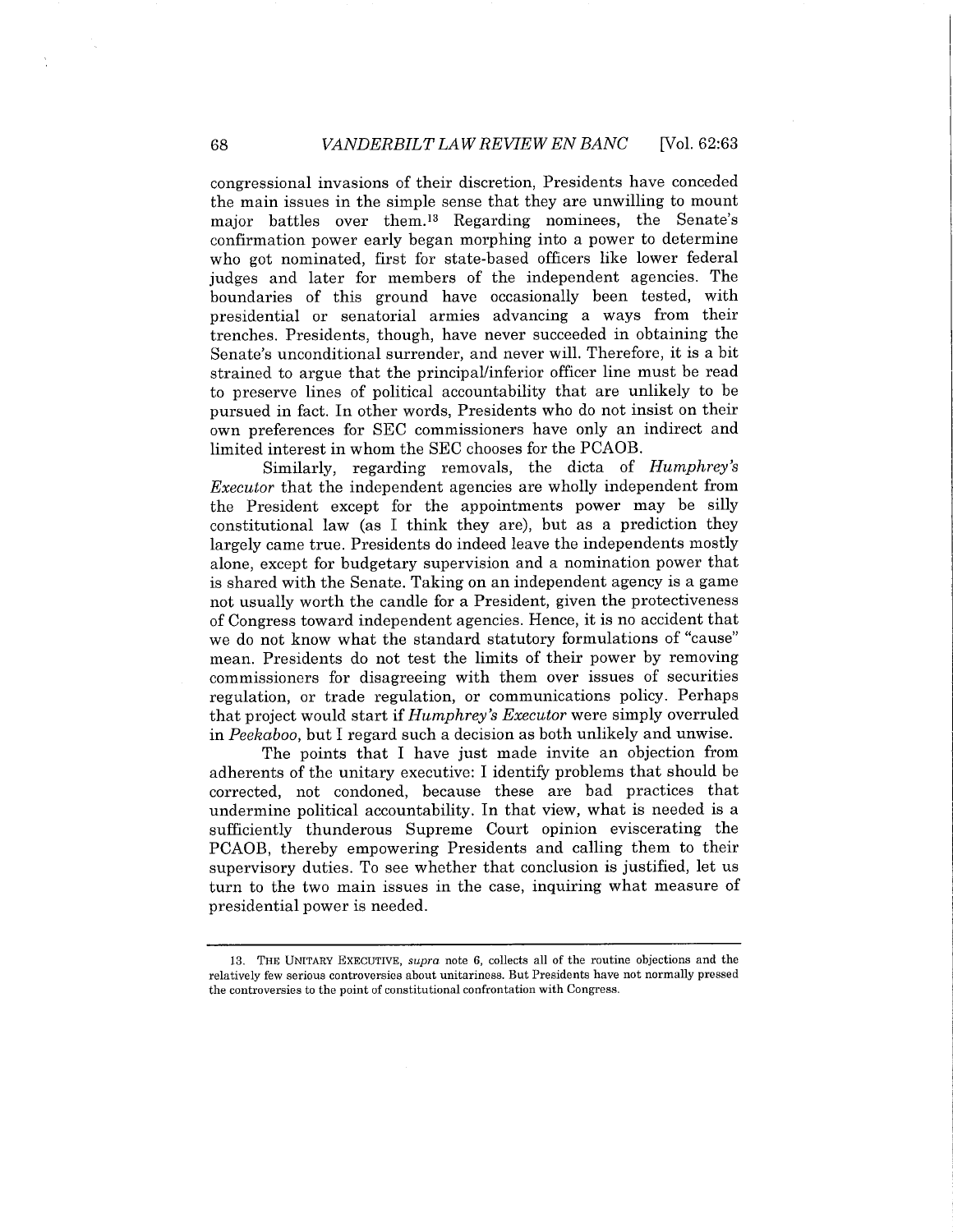congressional invasions of their discretion, Presidents have conceded the main issues in the simple sense that they are unwilling to mount major battles over them.[13] Regarding nominees, the Senate's confirmation power early began morphing into a power to determine who got nominated, first for state-based officers like lower federal judges and later for members of the independent agencies. The boundaries of this ground have occasionally been tested, with presidential or senatorial armies advancing a ways from their trenches. Presidents, though, have never succeeded in obtaining the Senate's unconditional surrender, and never will. Therefore, it is a bit strained to argue that the principal/inferior officer line must be read to preserve lines of political accountability that are unlikely to be pursued in fact. In other words, Presidents who do not insist on their own preferences for SEC commissioners have only an indirect and limited interest in whom the SEC chooses for the PCAOB.

Similarly, regarding removals, the dicta of *Humphrey's Executor* that the independent agencies are wholly independent from the President except for the appointments power may be silly constitutional law (as I think they are), but as a prediction they largely came true. Presidents do indeed leave the independents mostly alone, except for budgetary supervision and a nomination power that is shared with the Senate. Taking on an independent agency is a game not usually worth the candle for a President, given the protectiveness of Congress toward independent agencies. Hence, it is no accident that we do not know what the standard statutory formulations of "cause" mean. Presidents do not test the limits of their power by removing commissioners for disagreeing with them over issues of securities regulation, or trade regulation, or communications policy. Perhaps that project would start if *Humphrey's Executor* were simply overruled in *Peekaboo*, but I regard such a decision as both unlikely and unwise.

The points that I have just made invite an objection from adherents of the unitary executive: I identify problems that should be corrected, not condoned, because these are bad practices that undermine political accountability. In that view, what is needed is a sufficiently thunderous Supreme Court opinion eviscerating the PCAOB, thereby empowering Presidents and calling them to their supervisory duties. To see whether that conclusion is justified, let us turn to the two main issues in the case, inquiring what measure of presidential power is needed.

---

13. THE UNITARY EXECUTIVE, *supra* note 6, collects all of the routine objections and the relatively few serious controversies about unitariness. But Presidents have not normally pressed the controversies to the point of constitutional confrontation with Congress.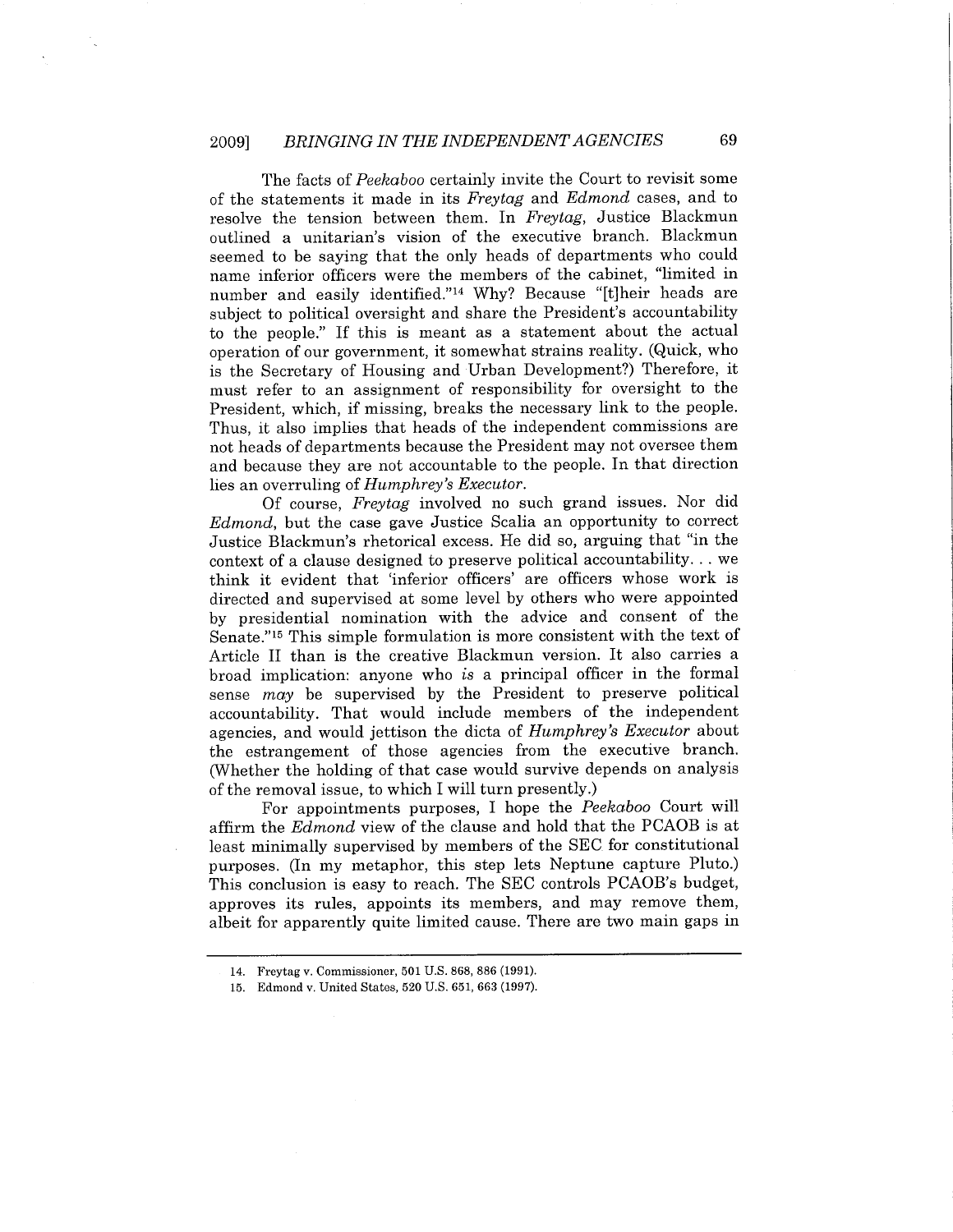The facts of *Peekaboo* certainly invite the Court to revisit some of the statements it made in its *Freytag* and *Edmond* cases, and to resolve the tension between them. In *Freytag*, Justice Blackmun outlined a unitarian's vision of the executive branch. Blackmun seemed to be saying that the only heads of departments who could name inferior officers were the members of the cabinet, "limited in number and easily identified."[14] Why? Because "[t]heir heads are subject to political oversight and share the President's accountability to the people." If this is meant as a statement about the actual operation of our government, it somewhat strains reality. (Quick, who is the Secretary of Housing and Urban Development?) Therefore, it must refer to an assignment of responsibility for oversight to the President, which, if missing, breaks the necessary link to the people. Thus, it also implies that heads of the independent commissions are not heads of departments because the President may not oversee them and because they are not accountable to the people. In that direction lies an overruling of *Humphrey's Executor*.

Of course, *Freytag* involved no such grand issues. Nor did *Edmond*, but the case gave Justice Scalia an opportunity to correct Justice Blackmun's rhetorical excess. He did so, arguing that "in the context of a clause designed to preserve political accountability. . . we think it evident that 'inferior officers' are officers whose work is directed and supervised at some level by others who were appointed by presidential nomination with the advice and consent of the Senate."[15] This simple formulation is more consistent with the text of Article II than is the creative Blackmun version. It also carries a broad implication: anyone who *is* a principal officer in the formal sense *may* be supervised by the President to preserve political accountability. That would include members of the independent agencies, and would jettison the dicta of *Humphrey's Executor* about the estrangement of those agencies from the executive branch. (Whether the holding of that case would survive depends on analysis of the removal issue, to which I will turn presently.)

For appointments purposes, I hope the *Peekaboo* Court will affirm the *Edmond* view of the clause and hold that the PCAOB is at least minimally supervised by members of the SEC for constitutional purposes. (In my metaphor, this step lets Neptune capture Pluto.) This conclusion is easy to reach. The SEC controls PCAOB's budget, approves its rules, appoints its members, and may remove them, albeit for apparently quite limited cause. There are two main gaps in

---

14. Freytag v. Commissioner, 501 U.S. 868, 886 (1991).

15. Edmond v. United States, 520 U.S. 651, 663 (1997).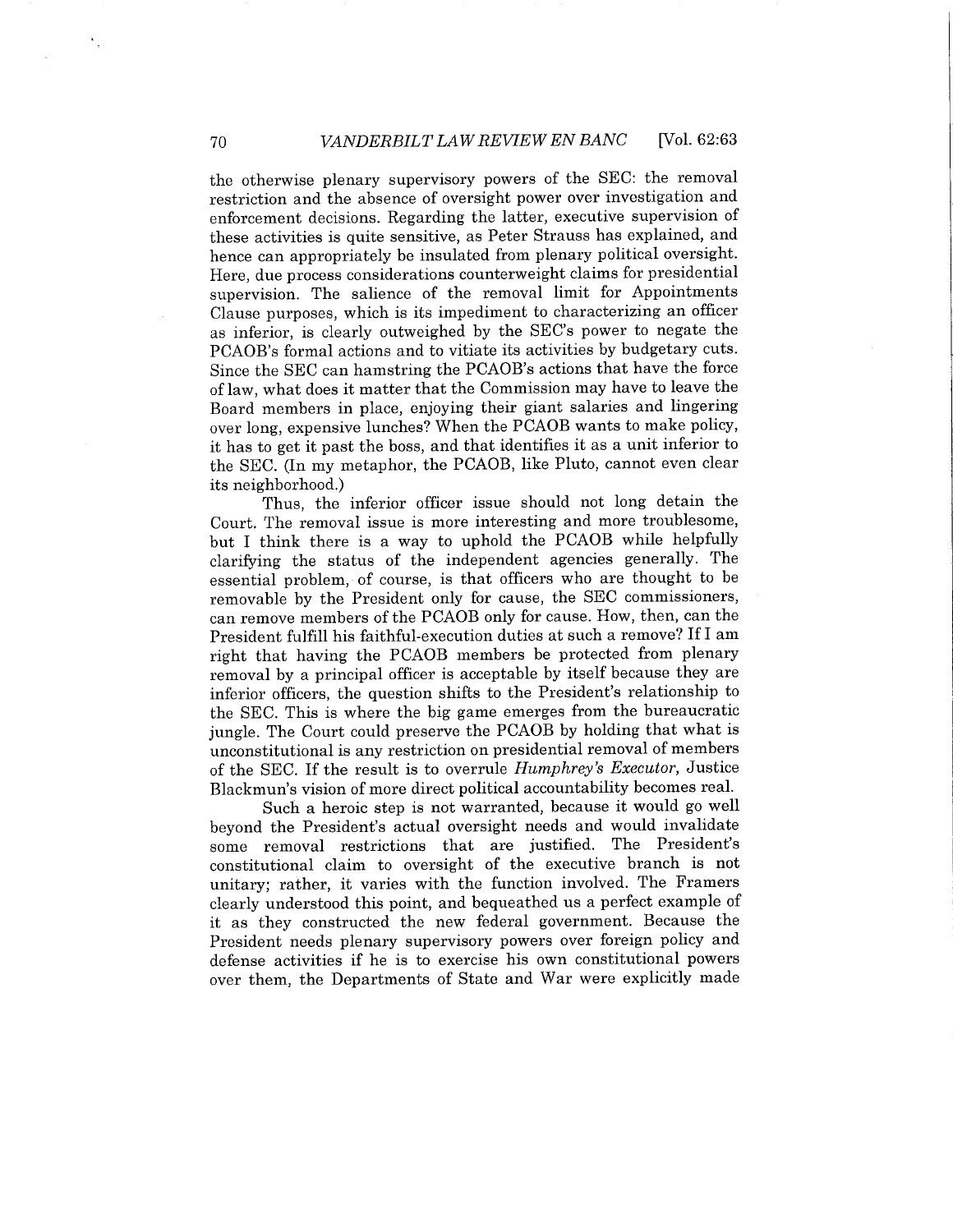the otherwise plenary supervisory powers of the SEC: the removal restriction and the absence of oversight power over investigation and enforcement decisions. Regarding the latter, executive supervision of these activities is quite sensitive, as Peter Strauss has explained, and hence can appropriately be insulated from plenary political oversight. Here, due process considerations counterweight claims for presidential supervision. The salience of the removal limit for Appointments Clause purposes, which is its impediment to characterizing an officer as inferior, is clearly outweighed by the SEC's power to negate the PCAOB's formal actions and to vitiate its activities by budgetary cuts. Since the SEC can hamstring the PCAOB's actions that have the force of law, what does it matter that the Commission may have to leave the Board members in place, enjoying their giant salaries and lingering over long, expensive lunches? When the PCAOB wants to make policy, it has to get it past the boss, and that identifies it as a unit inferior to the SEC. (In my metaphor, the PCAOB, like Pluto, cannot even clear its neighborhood.)

Thus, the inferior officer issue should not long detain the Court. The removal issue is more interesting and more troublesome, but I think there is a way to uphold the PCAOB while helpfully clarifying the status of the independent agencies generally. The essential problem, of course, is that officers who are thought to be removable by the President only for cause, the SEC commissioners, can remove members of the PCAOB only for cause. How, then, can the President fulfill his faithful-execution duties at such a remove? If I am right that having the PCAOB members be protected from plenary removal by a principal officer is acceptable by itself because they are inferior officers, the question shifts to the President's relationship to the SEC. This is where the big game emerges from the bureaucratic jungle. The Court could preserve the PCAOB by holding that what is unconstitutional is any restriction on presidential removal of members of the SEC. If the result is to overrule *Humphrey's Executor*, Justice Blackmun's vision of more direct political accountability becomes real.

Such a heroic step is not warranted, because it would go well beyond the President's actual oversight needs and would invalidate some removal restrictions that are justified. The President's constitutional claim to oversight of the executive branch is not unitary; rather, it varies with the function involved. The Framers clearly understood this point, and bequeathed us a perfect example of it as they constructed the new federal government. Because the President needs plenary supervisory powers over foreign policy and defense activities if he is to exercise his own constitutional powers over them, the Departments of State and War were explicitly made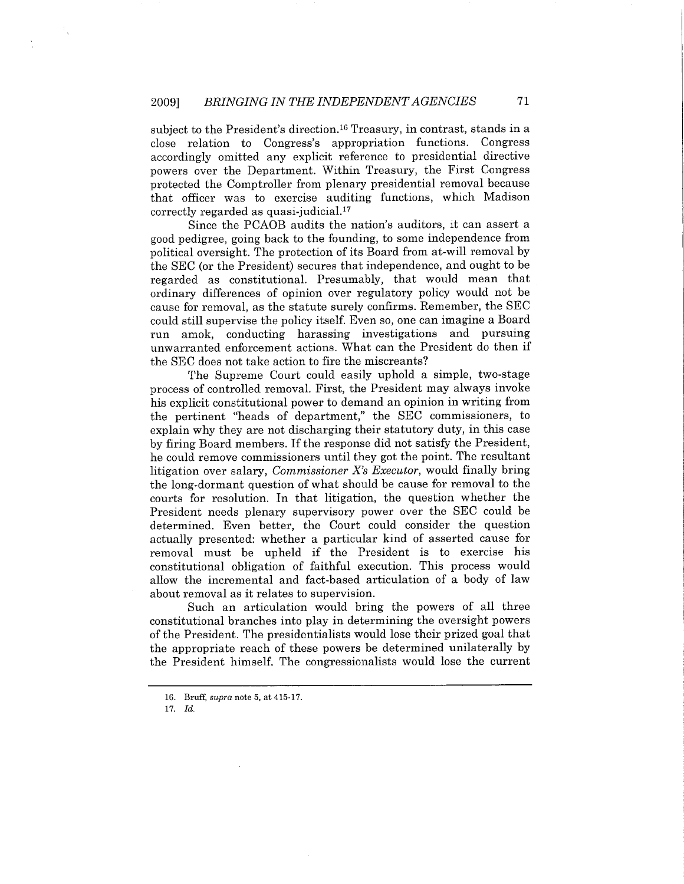subject to the President's direction.[16] Treasury, in contrast, stands in a close relation to Congress's appropriation functions. Congress accordingly omitted any explicit reference to presidential directive powers over the Department. Within Treasury, the First Congress protected the Comptroller from plenary presidential removal because that officer was to exercise auditing functions, which Madison correctly regarded as quasi-judicial.[17]

Since the PCAOB audits the nation's auditors, it can assert a good pedigree, going back to the founding, to some independence from political oversight. The protection of its Board from at-will removal by the SEC (or the President) secures that independence, and ought to be regarded as constitutional. Presumably, that would mean that ordinary differences of opinion over regulatory policy would not be cause for removal, as the statute surely confirms. Remember, the SEC could still supervise the policy itself. Even so, one can imagine a Board run amok, conducting harassing investigations and pursuing unwarranted enforcement actions. What can the President do then if the SEC does not take action to fire the miscreants?

The Supreme Court could easily uphold a simple, two-stage process of controlled removal. First, the President may always invoke his explicit constitutional power to demand an opinion in writing from the pertinent "heads of department," the SEC commissioners, to explain why they are not discharging their statutory duty, in this case by firing Board members. If the response did not satisfy the President, he could remove commissioners until they got the point. The resultant litigation over salary, *Commissioner X's Executor*, would finally bring the long-dormant question of what should be cause for removal to the courts for resolution. In that litigation, the question whether the President needs plenary supervisory power over the SEC could be determined. Even better, the Court could consider the question actually presented: whether a particular kind of asserted cause for removal must be upheld if the President is to exercise his constitutional obligation of faithful execution. This process would allow the incremental and fact-based articulation of a body of law about removal as it relates to supervision.

Such an articulation would bring the powers of all three constitutional branches into play in determining the oversight powers of the President. The presidentialists would lose their prized goal that the appropriate reach of these powers be determined unilaterally by the President himself. The congressionalists would lose the current

16. Bruff, *supra* note 5, at 415-17.

17. *Id.*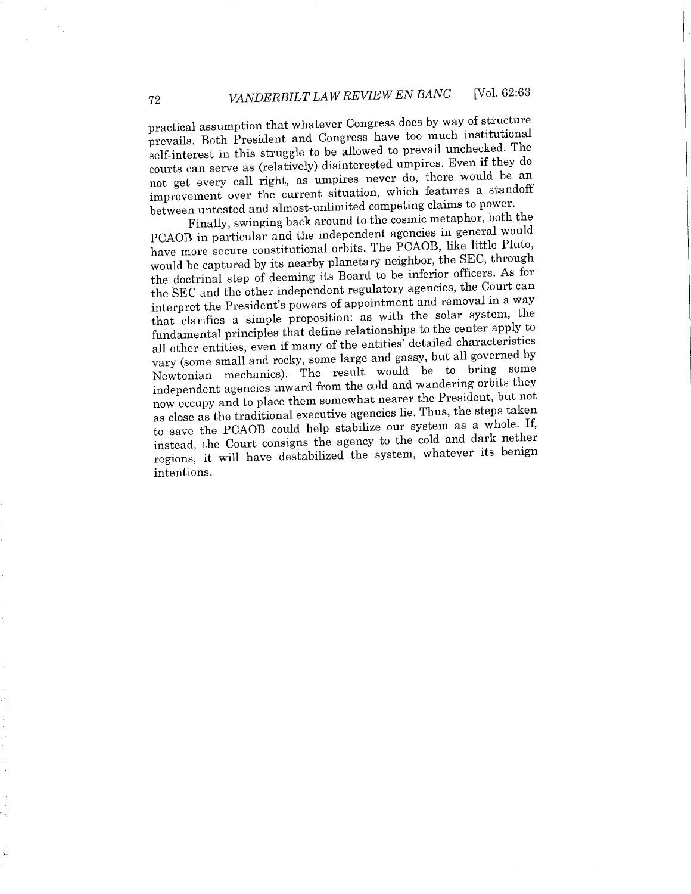practical assumption that whatever Congress does by way of structure prevails. Both President and Congress have too much institutional self-interest in this struggle to be allowed to prevail unchecked. The courts can serve as (relatively) disinterested umpires. Even if they do not get every call right, as umpires never do, there would be an improvement over the current situation, which features a standoff between untested and almost-unlimited competing claims to power.

Finally, swinging back around to the cosmic metaphor, both the PCAOB in particular and the independent agencies in general would have more secure constitutional orbits. The PCAOB, like little Pluto, would be captured by its nearby planetary neighbor, the SEC, through the doctrinal step of deeming its Board to be inferior officers. As for the SEC and the other independent regulatory agencies, the Court can interpret the President's powers of appointment and removal in a way that clarifies a simple proposition: as with the solar system, the fundamental principles that define relationships to the center apply to all other entities, even if many of the entities' detailed characteristics vary (some small and rocky, some large and gassy, but all governed by Newtonian mechanics). The result would be to bring some independent agencies inward from the cold and wandering orbits they now occupy and to place them somewhat nearer the President, but not as close as the traditional executive agencies lie. Thus, the steps taken to save the PCAOB could help stabilize our system as a whole. If, instead, the Court consigns the agency to the cold and dark nether regions, it will have destabilized the system, whatever its benign intentions.